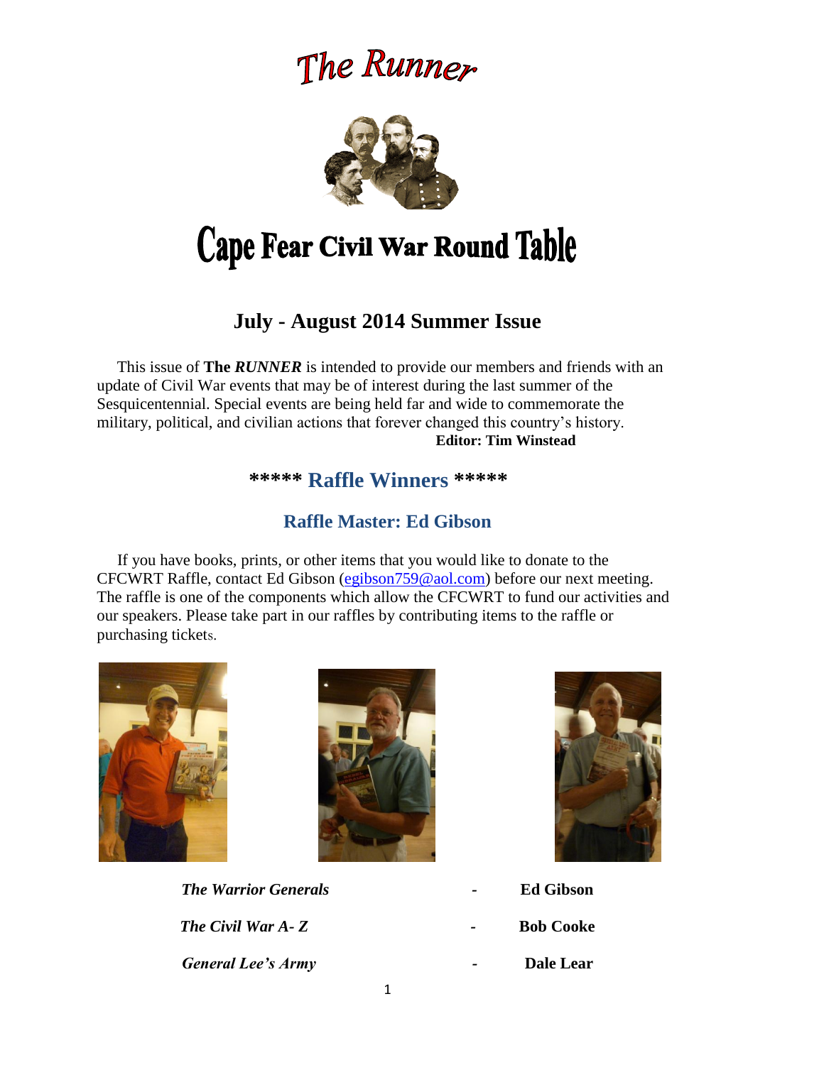# The Runner

# Cape Fear Civil War Round Table

## July - August 2014 Summer Issue

This issue of **The *RUNNER*** is intended to provide our members and friends with an update of Civil War events that may be of interest during the last summer of the Sesquicentennial. Special events are being held far and wide to commemorate the military, political, and civilian actions that forever changed this country's history.

**Editor: Tim Winstead**

## ***** Raffle Winners *****

### Raffle Master: Ed Gibson

If you have books, prints, or other items that you would like to donate to the CFCWRT Raffle, contact Ed Gibson (egibson759@aol.com) before our next meeting. The raffle is one of the components which allow the CFCWRT to fund our activities and our speakers. Please take part in our raffles by contributing items to the raffle or purchasing tickets.

| | | |
|---|---|---|
| ***The Warrior Generals*** | - | **Ed Gibson** |
| ***The Civil War A- Z*** | - | **Bob Cooke** |
| ***General Lee's Army*** | - | **Dale Lear** |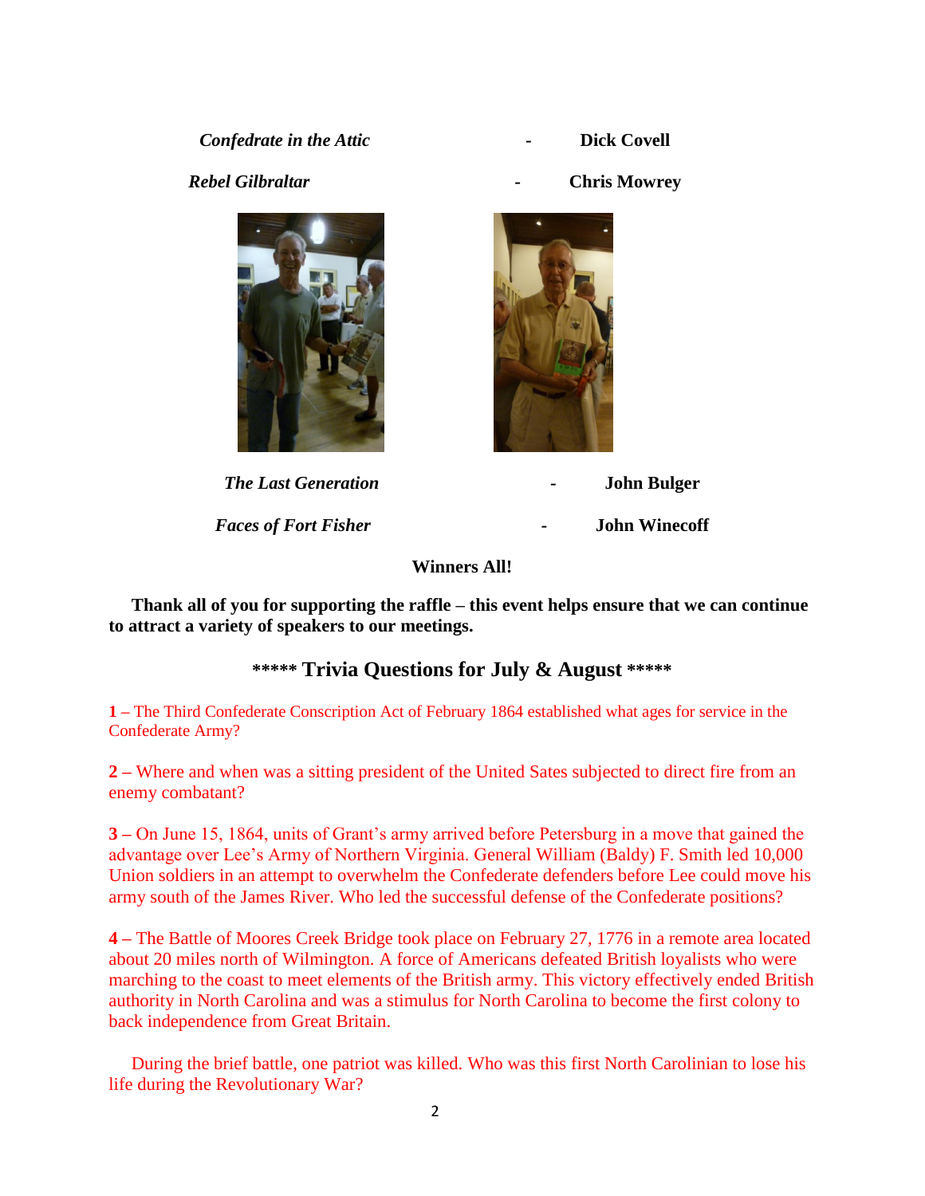*Confedrate in the Attic* - **Dick Covell**

*Rebel Gilbraltar* - **Chris Mowrey**

*The Last Generation* - **John Bulger**

*Faces of Fort Fisher* - **John Winecoff**

**Winners All!**

**Thank all of you for supporting the raffle – this event helps ensure that we can continue to attract a variety of speakers to our meetings.**

## ***** Trivia Questions for July & August *****

**1 –** The Third Confederate Conscription Act of February 1864 established what ages for service in the Confederate Army?

**2 –** Where and when was a sitting president of the United Sates subjected to direct fire from an enemy combatant?

**3 –** On June 15, 1864, units of Grant's army arrived before Petersburg in a move that gained the advantage over Lee's Army of Northern Virginia. General William (Baldy) F. Smith led 10,000 Union soldiers in an attempt to overwhelm the Confederate defenders before Lee could move his army south of the James River. Who led the successful defense of the Confederate positions?

**4 –** The Battle of Moores Creek Bridge took place on February 27, 1776 in a remote area located about 20 miles north of Wilmington. A force of Americans defeated British loyalists who were marching to the coast to meet elements of the British army. This victory effectively ended British authority in North Carolina and was a stimulus for North Carolina to become the first colony to back independence from Great Britain.

During the brief battle, one patriot was killed. Who was this first North Carolinian to lose his life during the Revolutionary War?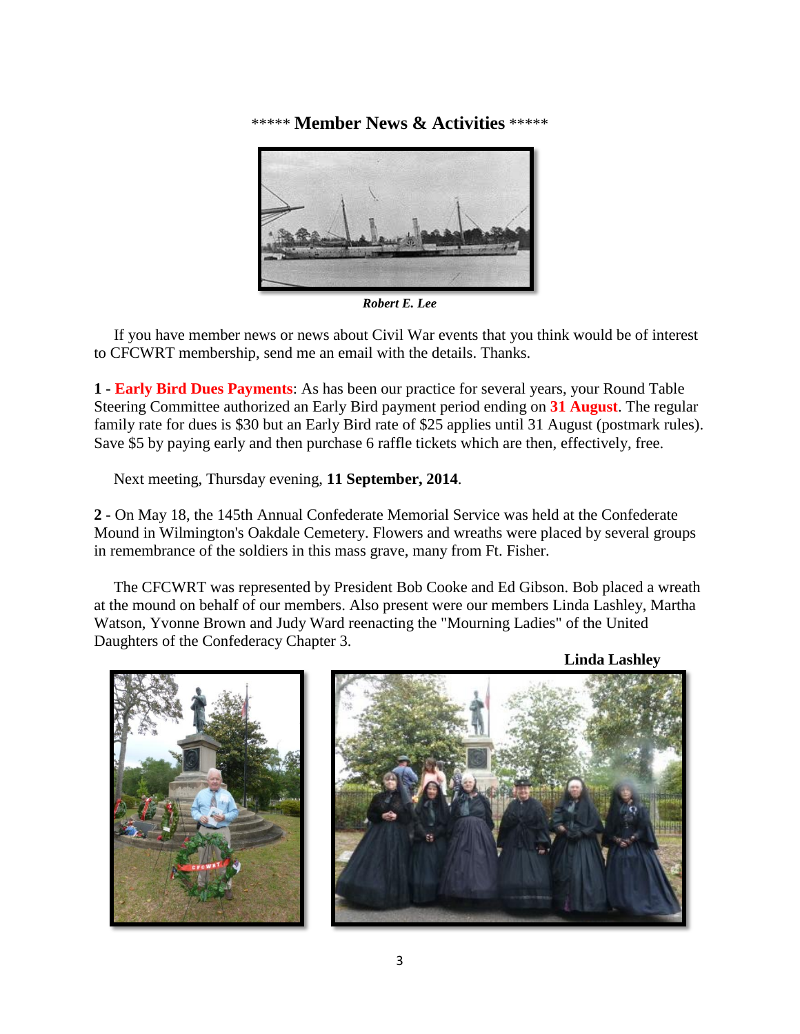\*\*\*\*\* **Member News & Activities** \*\*\*\*\*

***Robert E. Lee***

If you have member news or news about Civil War events that you think would be of interest to CFCWRT membership, send me an email with the details. Thanks.

**1 - Early Bird Dues Payments**: As has been our practice for several years, your Round Table Steering Committee authorized an Early Bird payment period ending on **31 August**. The regular family rate for dues is $30 but an Early Bird rate of $25 applies until 31 August (postmark rules). Save $5 by paying early and then purchase 6 raffle tickets which are then, effectively, free.

Next meeting, Thursday evening, **11 September, 2014**.

**2 -** On May 18, the 145th Annual Confederate Memorial Service was held at the Confederate Mound in Wilmington's Oakdale Cemetery. Flowers and wreaths were placed by several groups in remembrance of the soldiers in this mass grave, many from Ft. Fisher.

The CFCWRT was represented by President Bob Cooke and Ed Gibson. Bob placed a wreath at the mound on behalf of our members. Also present were our members Linda Lashley, Martha Watson, Yvonne Brown and Judy Ward reenacting the "Mourning Ladies" of the United Daughters of the Confederacy Chapter 3.

**Linda Lashley**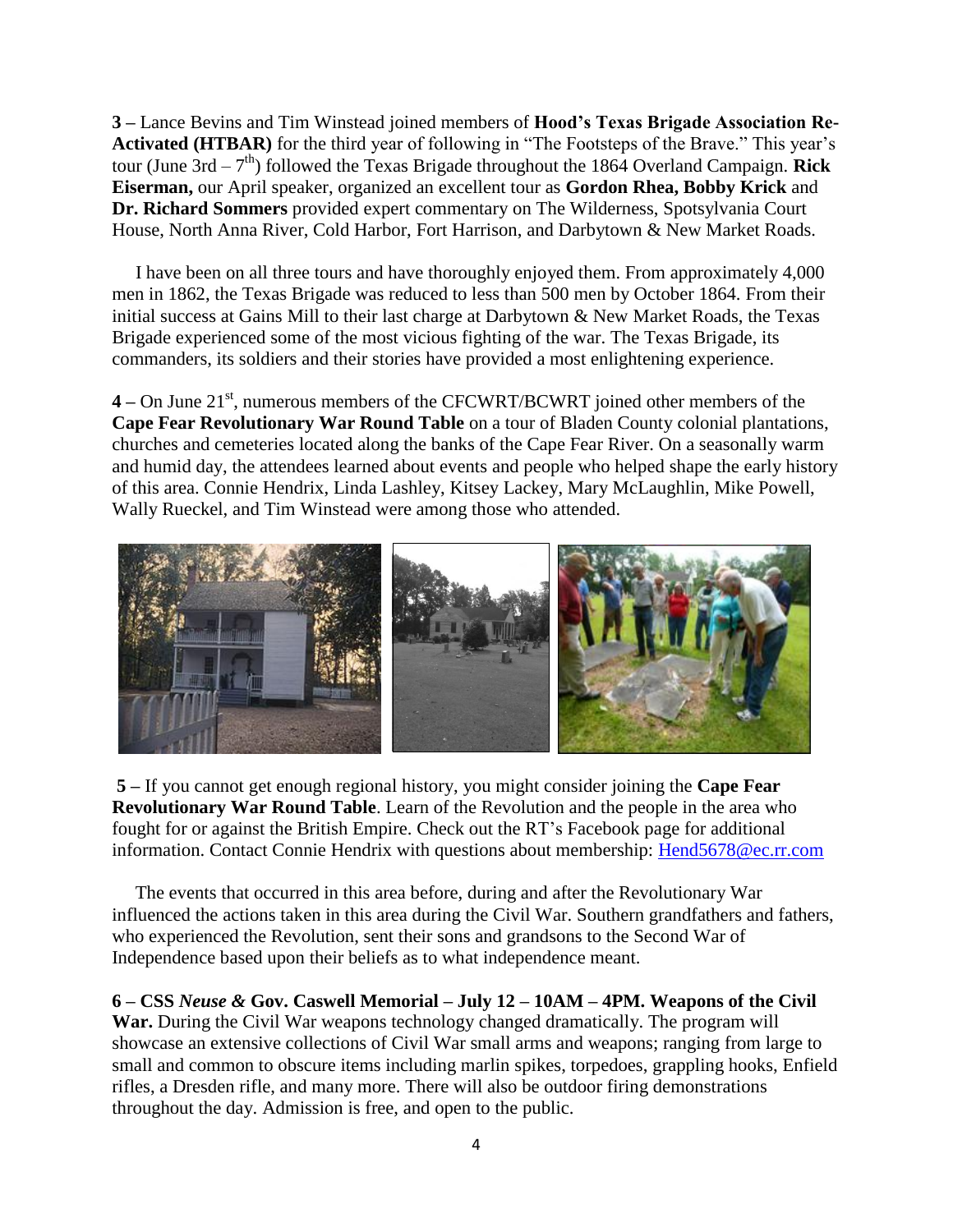**3 –** Lance Bevins and Tim Winstead joined members of **Hood's Texas Brigade Association Re-Activated (HTBAR)** for the third year of following in "The Footsteps of the Brave." This year's tour (June 3rd – 7th) followed the Texas Brigade throughout the 1864 Overland Campaign. **Rick Eiserman,** our April speaker, organized an excellent tour as **Gordon Rhea, Bobby Krick** and **Dr. Richard Sommers** provided expert commentary on The Wilderness, Spotsylvania Court House, North Anna River, Cold Harbor, Fort Harrison, and Darbytown & New Market Roads.

I have been on all three tours and have thoroughly enjoyed them. From approximately 4,000 men in 1862, the Texas Brigade was reduced to less than 500 men by October 1864. From their initial success at Gains Mill to their last charge at Darbytown & New Market Roads, the Texas Brigade experienced some of the most vicious fighting of the war. The Texas Brigade, its commanders, its soldiers and their stories have provided a most enlightening experience.

**4 –** On June 21st, numerous members of the CFCWRT/BCWRT joined other members of the **Cape Fear Revolutionary War Round Table** on a tour of Bladen County colonial plantations, churches and cemeteries located along the banks of the Cape Fear River. On a seasonally warm and humid day, the attendees learned about events and people who helped shape the early history of this area. Connie Hendrix, Linda Lashley, Kitsey Lackey, Mary McLaughlin, Mike Powell, Wally Rueckel, and Tim Winstead were among those who attended.

**5 –** If you cannot get enough regional history, you might consider joining the **Cape Fear Revolutionary War Round Table**. Learn of the Revolution and the people in the area who fought for or against the British Empire. Check out the RT's Facebook page for additional information. Contact Connie Hendrix with questions about membership: Hend5678@ec.rr.com

The events that occurred in this area before, during and after the Revolutionary War influenced the actions taken in this area during the Civil War. Southern grandfathers and fathers, who experienced the Revolution, sent their sons and grandsons to the Second War of Independence based upon their beliefs as to what independence meant.

**6 – CSS *Neuse* & Gov. Caswell Memorial – July 12 – 10AM – 4PM. Weapons of the Civil War.** During the Civil War weapons technology changed dramatically. The program will showcase an extensive collections of Civil War small arms and weapons; ranging from large to small and common to obscure items including marlin spikes, torpedoes, grappling hooks, Enfield rifles, a Dresden rifle, and many more. There will also be outdoor firing demonstrations throughout the day. Admission is free, and open to the public.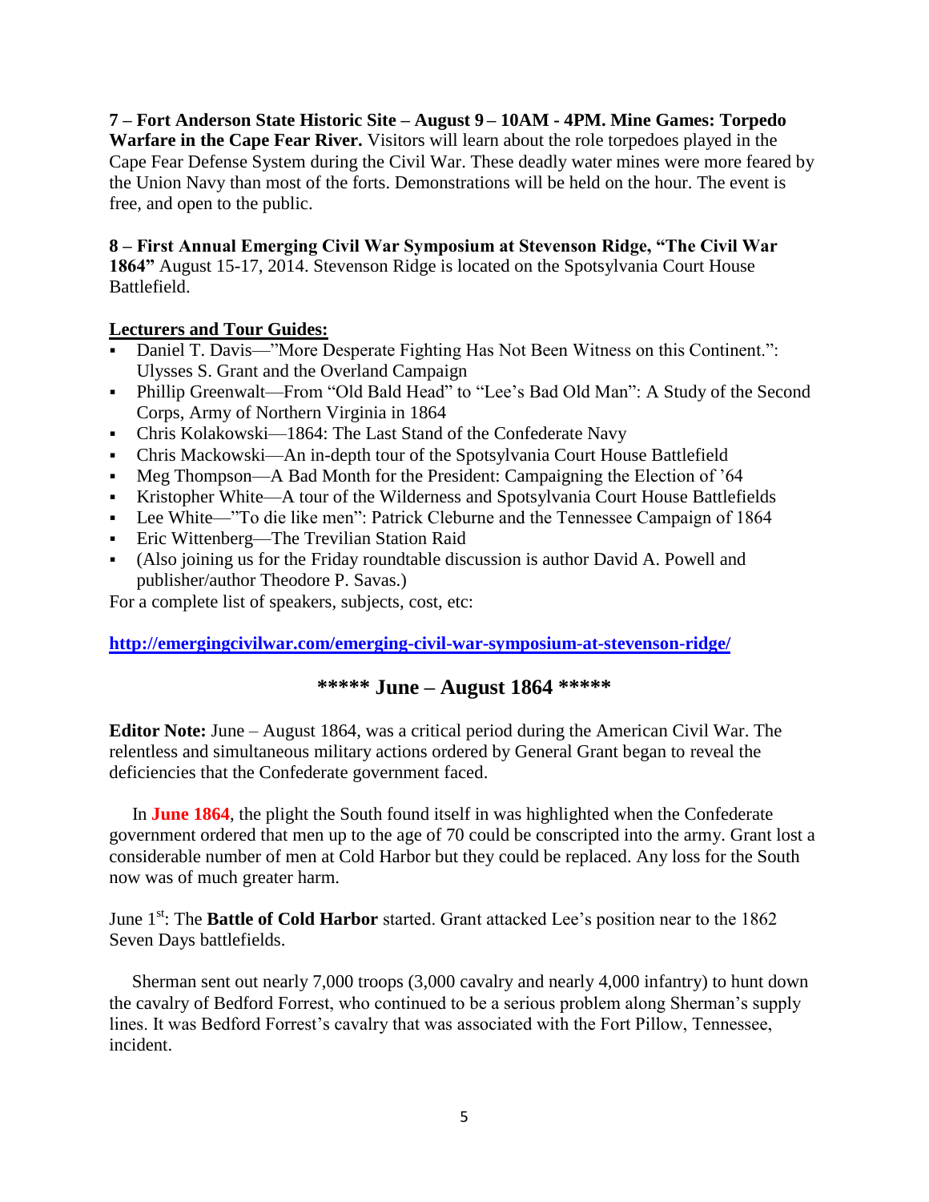**7 – Fort Anderson State Historic Site – August 9 – 10AM - 4PM. Mine Games: Torpedo Warfare in the Cape Fear River.** Visitors will learn about the role torpedoes played in the Cape Fear Defense System during the Civil War. These deadly water mines were more feared by the Union Navy than most of the forts. Demonstrations will be held on the hour. The event is free, and open to the public.

**8 – First Annual Emerging Civil War Symposium at Stevenson Ridge, "The Civil War 1864"** August 15-17, 2014. Stevenson Ridge is located on the Spotsylvania Court House Battlefield.

**Lecturers and Tour Guides:**

- Daniel T. Davis—"More Desperate Fighting Has Not Been Witness on this Continent.": Ulysses S. Grant and the Overland Campaign
- Phillip Greenwalt—From "Old Bald Head" to "Lee's Bad Old Man": A Study of the Second Corps, Army of Northern Virginia in 1864
- Chris Kolakowski—1864: The Last Stand of the Confederate Navy
- Chris Mackowski—An in-depth tour of the Spotsylvania Court House Battlefield
- Meg Thompson—A Bad Month for the President: Campaigning the Election of '64
- Kristopher White—A tour of the Wilderness and Spotsylvania Court House Battlefields
- Lee White—"To die like men": Patrick Cleburne and the Tennessee Campaign of 1864
- Eric Wittenberg—The Trevilian Station Raid
- (Also joining us for the Friday roundtable discussion is author David A. Powell and publisher/author Theodore P. Savas.)

For a complete list of speakers, subjects, cost, etc:

**http://emergingcivilwar.com/emerging-civil-war-symposium-at-stevenson-ridge/**

## ***** June – August 1864 *****

**Editor Note:** June – August 1864, was a critical period during the American Civil War. The relentless and simultaneous military actions ordered by General Grant began to reveal the deficiencies that the Confederate government faced.

In **June 1864**, the plight the South found itself in was highlighted when the Confederate government ordered that men up to the age of 70 could be conscripted into the army. Grant lost a considerable number of men at Cold Harbor but they could be replaced. Any loss for the South now was of much greater harm.

June 1st: The **Battle of Cold Harbor** started. Grant attacked Lee's position near to the 1862 Seven Days battlefields.

Sherman sent out nearly 7,000 troops (3,000 cavalry and nearly 4,000 infantry) to hunt down the cavalry of Bedford Forrest, who continued to be a serious problem along Sherman's supply lines. It was Bedford Forrest's cavalry that was associated with the Fort Pillow, Tennessee, incident.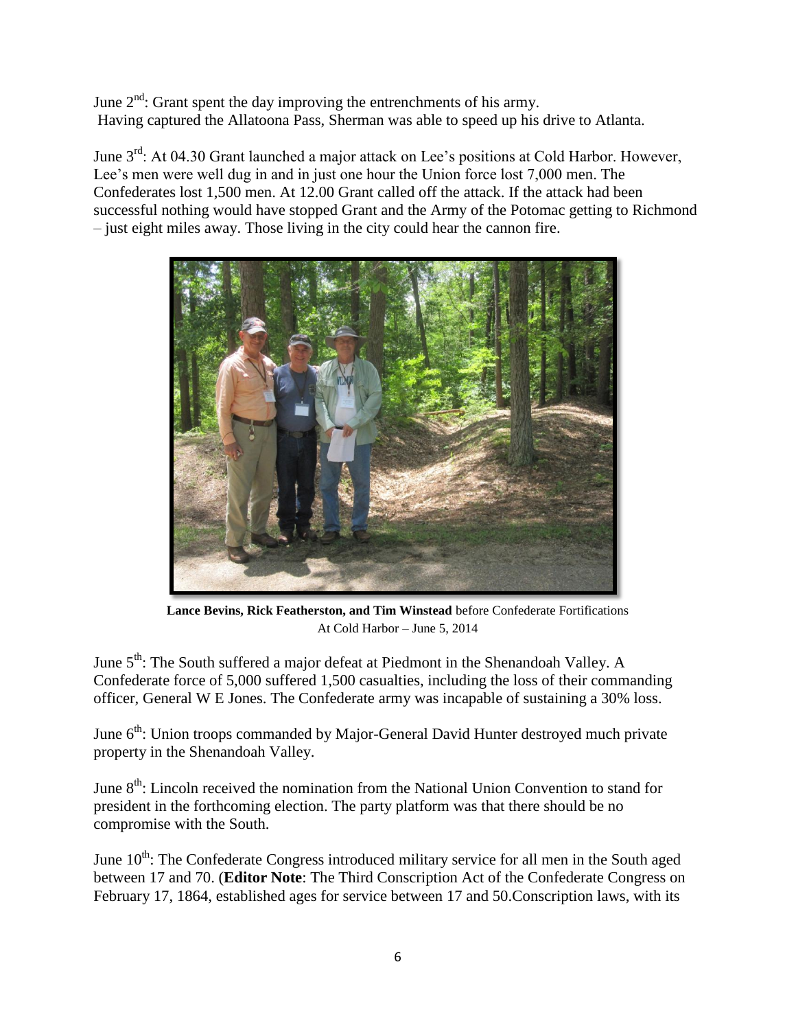June 2nd: Grant spent the day improving the entrenchments of his army.
Having captured the Allatoona Pass, Sherman was able to speed up his drive to Atlanta.

June 3rd: At 04.30 Grant launched a major attack on Lee's positions at Cold Harbor. However, Lee's men were well dug in and in just one hour the Union force lost 7,000 men. The Confederates lost 1,500 men. At 12.00 Grant called off the attack. If the attack had been successful nothing would have stopped Grant and the Army of the Potomac getting to Richmond – just eight miles away. Those living in the city could hear the cannon fire.

**Lance Bevins, Rick Featherston, and Tim Winstead** before Confederate Fortifications At Cold Harbor – June 5, 2014

June 5th: The South suffered a major defeat at Piedmont in the Shenandoah Valley. A Confederate force of 5,000 suffered 1,500 casualties, including the loss of their commanding officer, General W E Jones. The Confederate army was incapable of sustaining a 30% loss.

June 6th: Union troops commanded by Major-General David Hunter destroyed much private property in the Shenandoah Valley.

June 8th: Lincoln received the nomination from the National Union Convention to stand for president in the forthcoming election. The party platform was that there should be no compromise with the South.

June 10th: The Confederate Congress introduced military service for all men in the South aged between 17 and 70. (**Editor Note**: The Third Conscription Act of the Confederate Congress on February 17, 1864, established ages for service between 17 and 50.Conscription laws, with its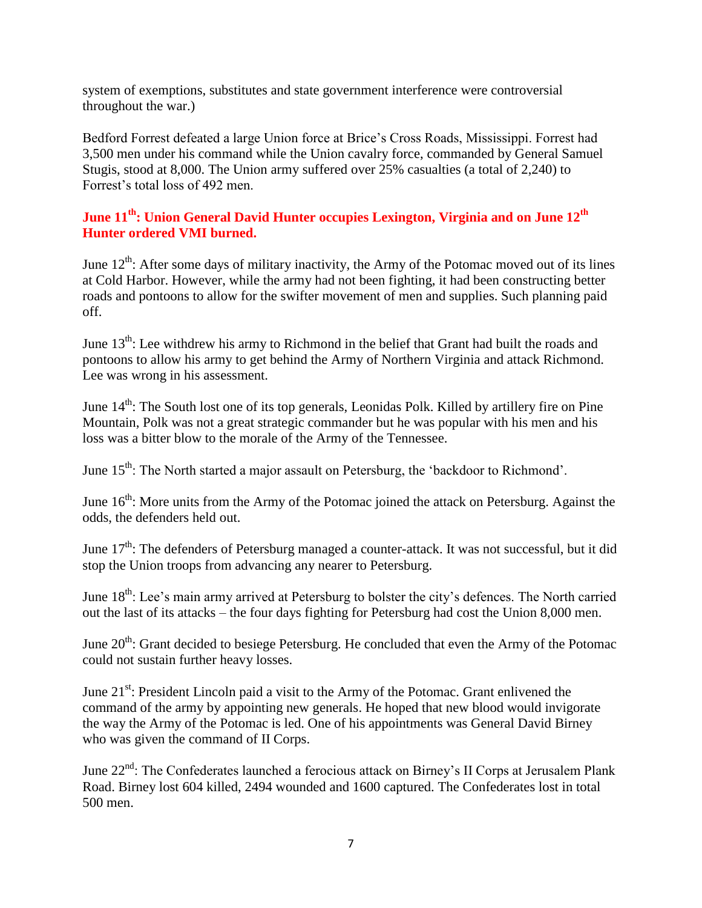system of exemptions, substitutes and state government interference were controversial throughout the war.)

Bedford Forrest defeated a large Union force at Brice's Cross Roads, Mississippi. Forrest had 3,500 men under his command while the Union cavalry force, commanded by General Samuel Stugis, stood at 8,000. The Union army suffered over 25% casualties (a total of 2,240) to Forrest's total loss of 492 men.

**June 11th: Union General David Hunter occupies Lexington, Virginia and on June 12th Hunter ordered VMI burned.**

June 12th: After some days of military inactivity, the Army of the Potomac moved out of its lines at Cold Harbor. However, while the army had not been fighting, it had been constructing better roads and pontoons to allow for the swifter movement of men and supplies. Such planning paid off.

June 13th: Lee withdrew his army to Richmond in the belief that Grant had built the roads and pontoons to allow his army to get behind the Army of Northern Virginia and attack Richmond. Lee was wrong in his assessment.

June 14th: The South lost one of its top generals, Leonidas Polk. Killed by artillery fire on Pine Mountain, Polk was not a great strategic commander but he was popular with his men and his loss was a bitter blow to the morale of the Army of the Tennessee.

June 15th: The North started a major assault on Petersburg, the 'backdoor to Richmond'.

June 16th: More units from the Army of the Potomac joined the attack on Petersburg. Against the odds, the defenders held out.

June 17th: The defenders of Petersburg managed a counter-attack. It was not successful, but it did stop the Union troops from advancing any nearer to Petersburg.

June 18th: Lee's main army arrived at Petersburg to bolster the city's defences. The North carried out the last of its attacks – the four days fighting for Petersburg had cost the Union 8,000 men.

June 20th: Grant decided to besiege Petersburg. He concluded that even the Army of the Potomac could not sustain further heavy losses.

June 21st: President Lincoln paid a visit to the Army of the Potomac. Grant enlivened the command of the army by appointing new generals. He hoped that new blood would invigorate the way the Army of the Potomac is led. One of his appointments was General David Birney who was given the command of II Corps.

June 22nd: The Confederates launched a ferocious attack on Birney's II Corps at Jerusalem Plank Road. Birney lost 604 killed, 2494 wounded and 1600 captured. The Confederates lost in total 500 men.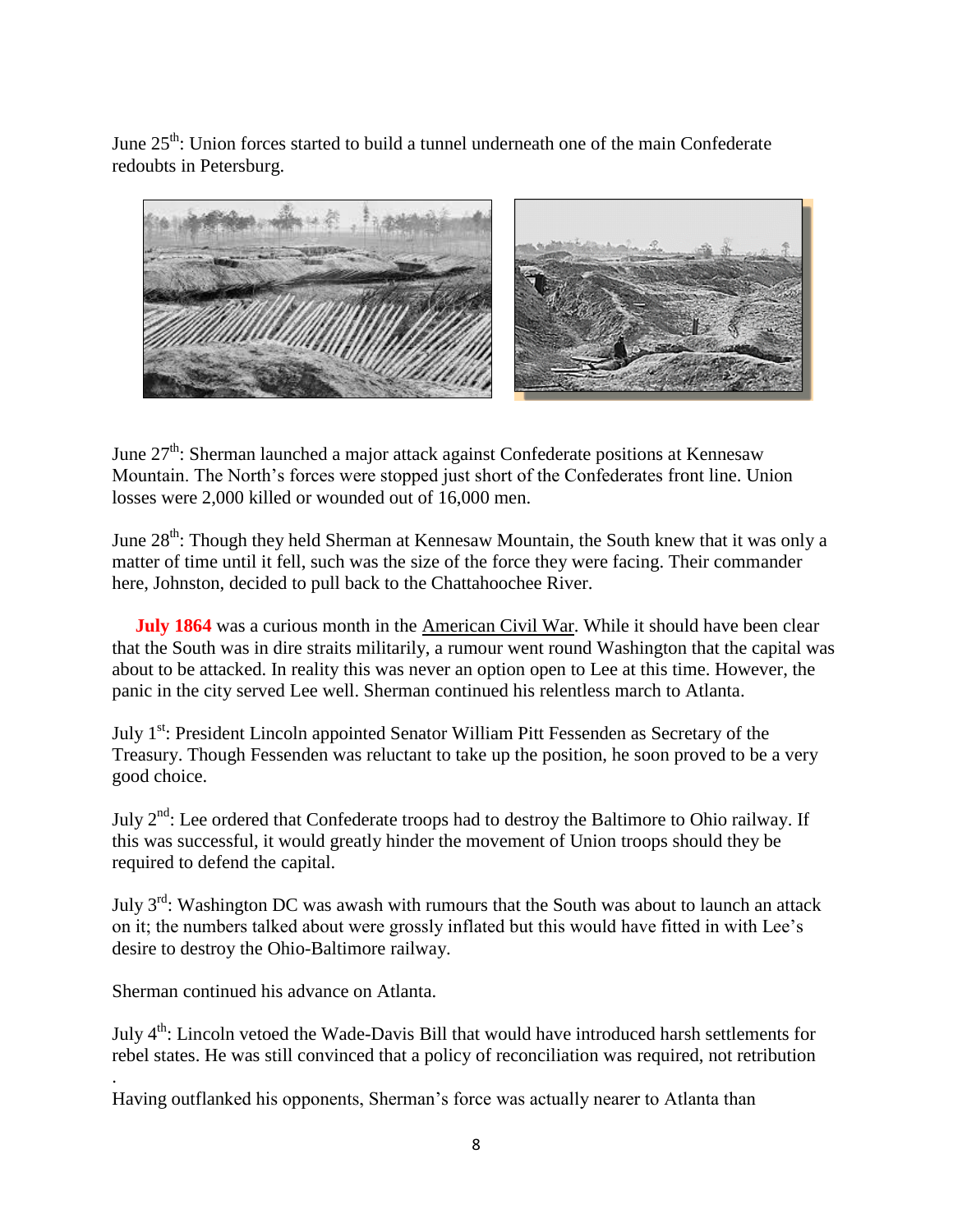June 25th: Union forces started to build a tunnel underneath one of the main Confederate redoubts in Petersburg.

June 27th: Sherman launched a major attack against Confederate positions at Kennesaw Mountain. The North's forces were stopped just short of the Confederates front line. Union losses were 2,000 killed or wounded out of 16,000 men.

June 28th: Though they held Sherman at Kennesaw Mountain, the South knew that it was only a matter of time until it fell, such was the size of the force they were facing. Their commander here, Johnston, decided to pull back to the Chattahoochee River.

**July 1864** was a curious month in the American Civil War. While it should have been clear that the South was in dire straits militarily, a rumour went round Washington that the capital was about to be attacked. In reality this was never an option open to Lee at this time. However, the panic in the city served Lee well. Sherman continued his relentless march to Atlanta.

July 1st: President Lincoln appointed Senator William Pitt Fessenden as Secretary of the Treasury. Though Fessenden was reluctant to take up the position, he soon proved to be a very good choice.

July 2nd: Lee ordered that Confederate troops had to destroy the Baltimore to Ohio railway. If this was successful, it would greatly hinder the movement of Union troops should they be required to defend the capital.

July 3rd: Washington DC was awash with rumours that the South was about to launch an attack on it; the numbers talked about were grossly inflated but this would have fitted in with Lee's desire to destroy the Ohio-Baltimore railway.

Sherman continued his advance on Atlanta.

July 4th: Lincoln vetoed the Wade-Davis Bill that would have introduced harsh settlements for rebel states. He was still convinced that a policy of reconciliation was required, not retribution .

Having outflanked his opponents, Sherman's force was actually nearer to Atlanta than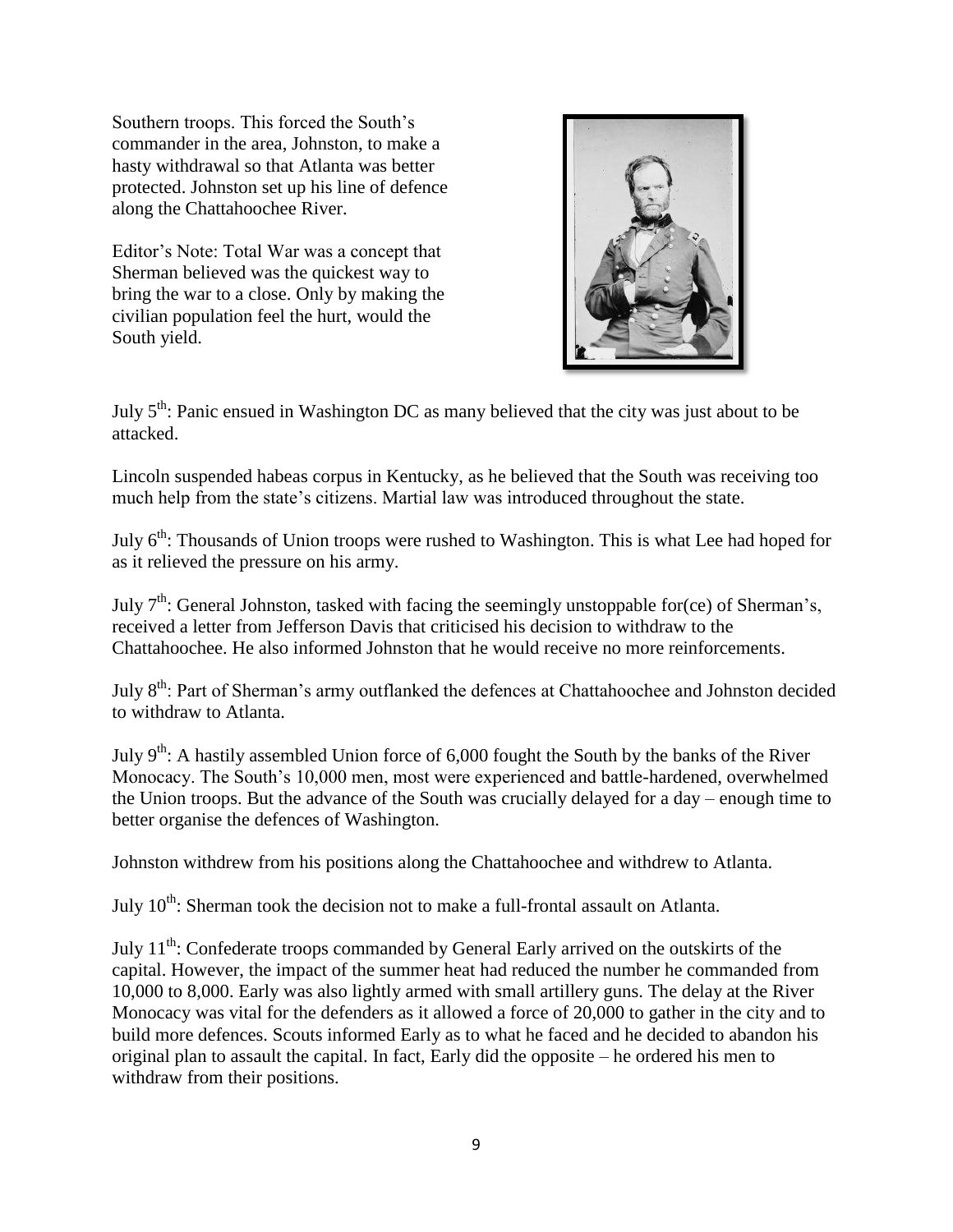Southern troops. This forced the South's commander in the area, Johnston, to make a hasty withdrawal so that Atlanta was better protected. Johnston set up his line of defence along the Chattahoochee River.

Editor's Note: Total War was a concept that Sherman believed was the quickest way to bring the war to a close. Only by making the civilian population feel the hurt, would the South yield.

July 5th: Panic ensued in Washington DC as many believed that the city was just about to be attacked.

Lincoln suspended habeas corpus in Kentucky, as he believed that the South was receiving too much help from the state's citizens. Martial law was introduced throughout the state.

July 6th: Thousands of Union troops were rushed to Washington. This is what Lee had hoped for as it relieved the pressure on his army.

July 7th: General Johnston, tasked with facing the seemingly unstoppable for(ce) of Sherman's, received a letter from Jefferson Davis that criticised his decision to withdraw to the Chattahoochee. He also informed Johnston that he would receive no more reinforcements.

July 8th: Part of Sherman's army outflanked the defences at Chattahoochee and Johnston decided to withdraw to Atlanta.

July 9th: A hastily assembled Union force of 6,000 fought the South by the banks of the River Monocacy. The South's 10,000 men, most were experienced and battle-hardened, overwhelmed the Union troops. But the advance of the South was crucially delayed for a day – enough time to better organise the defences of Washington.

Johnston withdrew from his positions along the Chattahoochee and withdrew to Atlanta.

July 10th: Sherman took the decision not to make a full-frontal assault on Atlanta.

July 11th: Confederate troops commanded by General Early arrived on the outskirts of the capital. However, the impact of the summer heat had reduced the number he commanded from 10,000 to 8,000. Early was also lightly armed with small artillery guns. The delay at the River Monocacy was vital for the defenders as it allowed a force of 20,000 to gather in the city and to build more defences. Scouts informed Early as to what he faced and he decided to abandon his original plan to assault the capital. In fact, Early did the opposite – he ordered his men to withdraw from their positions.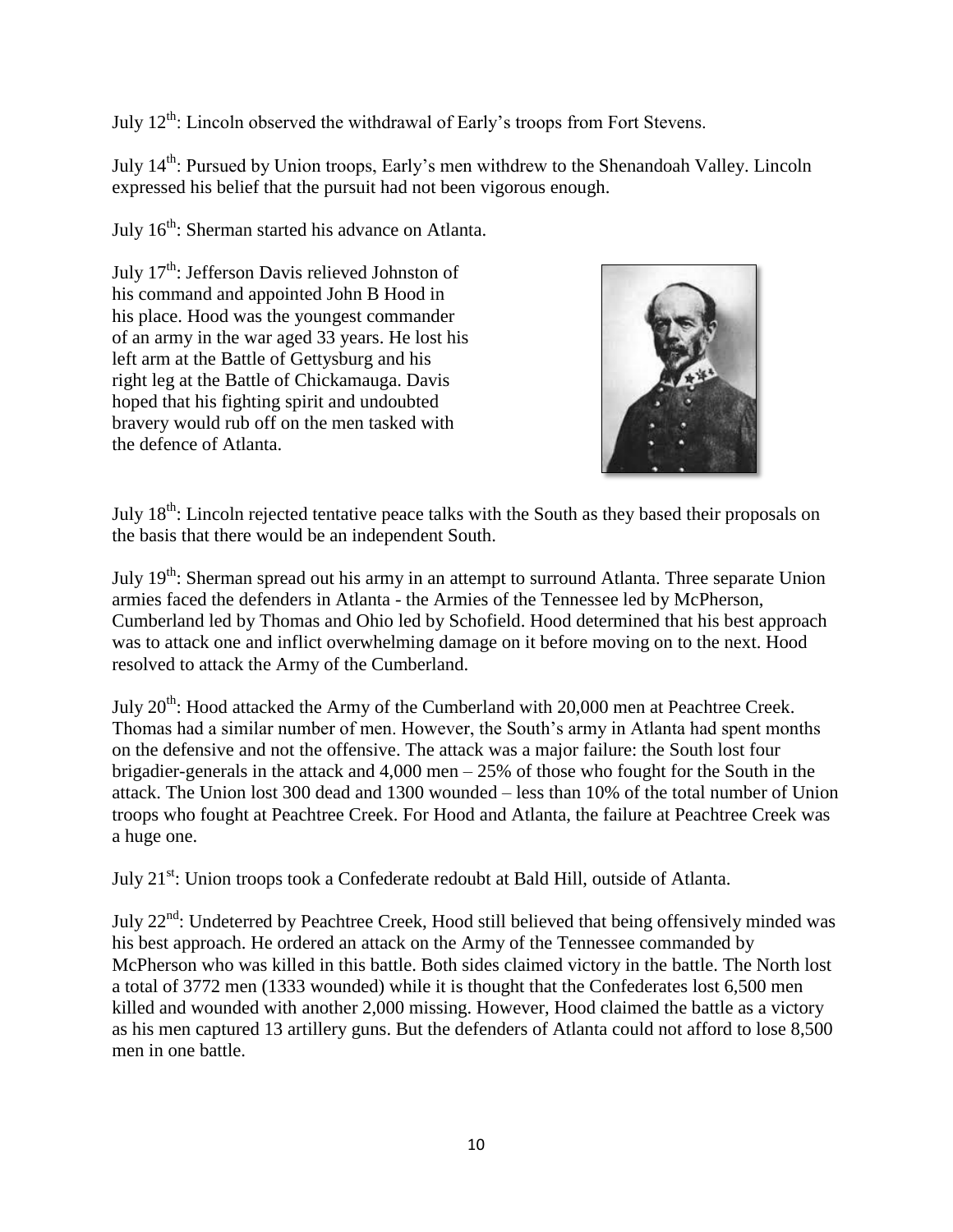July 12th: Lincoln observed the withdrawal of Early's troops from Fort Stevens.

July 14th: Pursued by Union troops, Early's men withdrew to the Shenandoah Valley. Lincoln expressed his belief that the pursuit had not been vigorous enough.

July 16th: Sherman started his advance on Atlanta.

July 17th: Jefferson Davis relieved Johnston of his command and appointed John B Hood in his place. Hood was the youngest commander of an army in the war aged 33 years. He lost his left arm at the Battle of Gettysburg and his right leg at the Battle of Chickamauga. Davis hoped that his fighting spirit and undoubted bravery would rub off on the men tasked with the defence of Atlanta.

July 18th: Lincoln rejected tentative peace talks with the South as they based their proposals on the basis that there would be an independent South.

July 19th: Sherman spread out his army in an attempt to surround Atlanta. Three separate Union armies faced the defenders in Atlanta - the Armies of the Tennessee led by McPherson, Cumberland led by Thomas and Ohio led by Schofield. Hood determined that his best approach was to attack one and inflict overwhelming damage on it before moving on to the next. Hood resolved to attack the Army of the Cumberland.

July 20th: Hood attacked the Army of the Cumberland with 20,000 men at Peachtree Creek. Thomas had a similar number of men. However, the South's army in Atlanta had spent months on the defensive and not the offensive. The attack was a major failure: the South lost four brigadier-generals in the attack and 4,000 men – 25% of those who fought for the South in the attack. The Union lost 300 dead and 1300 wounded – less than 10% of the total number of Union troops who fought at Peachtree Creek. For Hood and Atlanta, the failure at Peachtree Creek was a huge one.

July 21st: Union troops took a Confederate redoubt at Bald Hill, outside of Atlanta.

July 22nd: Undeterred by Peachtree Creek, Hood still believed that being offensively minded was his best approach. He ordered an attack on the Army of the Tennessee commanded by McPherson who was killed in this battle. Both sides claimed victory in the battle. The North lost a total of 3772 men (1333 wounded) while it is thought that the Confederates lost 6,500 men killed and wounded with another 2,000 missing. However, Hood claimed the battle as a victory as his men captured 13 artillery guns. But the defenders of Atlanta could not afford to lose 8,500 men in one battle.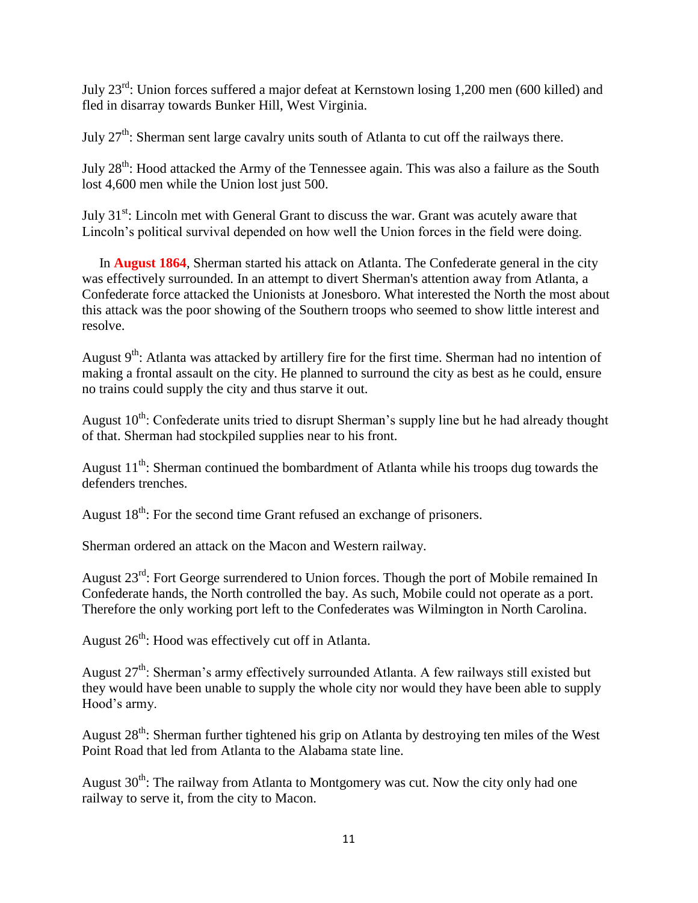July 23rd: Union forces suffered a major defeat at Kernstown losing 1,200 men (600 killed) and fled in disarray towards Bunker Hill, West Virginia.

July 27th: Sherman sent large cavalry units south of Atlanta to cut off the railways there.

July 28th: Hood attacked the Army of the Tennessee again. This was also a failure as the South lost 4,600 men while the Union lost just 500.

July 31st: Lincoln met with General Grant to discuss the war. Grant was acutely aware that Lincoln's political survival depended on how well the Union forces in the field were doing.

In **August 1864**, Sherman started his attack on Atlanta. The Confederate general in the city was effectively surrounded. In an attempt to divert Sherman's attention away from Atlanta, a Confederate force attacked the Unionists at Jonesboro. What interested the North the most about this attack was the poor showing of the Southern troops who seemed to show little interest and resolve.

August 9th: Atlanta was attacked by artillery fire for the first time. Sherman had no intention of making a frontal assault on the city. He planned to surround the city as best as he could, ensure no trains could supply the city and thus starve it out.

August 10th: Confederate units tried to disrupt Sherman's supply line but he had already thought of that. Sherman had stockpiled supplies near to his front.

August 11th: Sherman continued the bombardment of Atlanta while his troops dug towards the defenders trenches.

August 18th: For the second time Grant refused an exchange of prisoners.

Sherman ordered an attack on the Macon and Western railway.

August 23rd: Fort George surrendered to Union forces. Though the port of Mobile remained In Confederate hands, the North controlled the bay. As such, Mobile could not operate as a port. Therefore the only working port left to the Confederates was Wilmington in North Carolina.

August 26th: Hood was effectively cut off in Atlanta.

August 27th: Sherman's army effectively surrounded Atlanta. A few railways still existed but they would have been unable to supply the whole city nor would they have been able to supply Hood's army.

August 28th: Sherman further tightened his grip on Atlanta by destroying ten miles of the West Point Road that led from Atlanta to the Alabama state line.

August 30th: The railway from Atlanta to Montgomery was cut. Now the city only had one railway to serve it, from the city to Macon.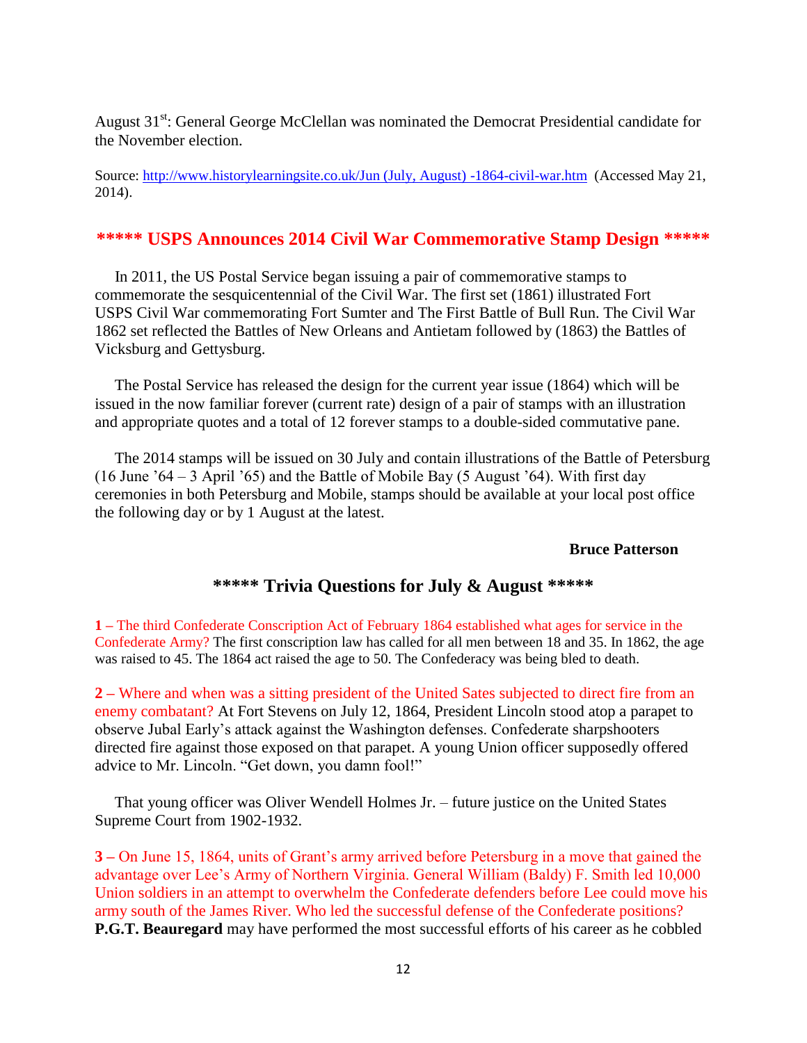August 31st: General George McClellan was nominated the Democrat Presidential candidate for the November election.

Source: http://www.historylearningsite.co.uk/Jun (July, August) -1864-civil-war.htm (Accessed May 21, 2014).

## ***** USPS Announces 2014 Civil War Commemorative Stamp Design *****

In 2011, the US Postal Service began issuing a pair of commemorative stamps to commemorate the sesquicentennial of the Civil War. The first set (1861) illustrated Fort USPS Civil War commemorating Fort Sumter and The First Battle of Bull Run. The Civil War 1862 set reflected the Battles of New Orleans and Antietam followed by (1863) the Battles of Vicksburg and Gettysburg.

The Postal Service has released the design for the current year issue (1864) which will be issued in the now familiar forever (current rate) design of a pair of stamps with an illustration and appropriate quotes and a total of 12 forever stamps to a double-sided commutative pane.

The 2014 stamps will be issued on 30 July and contain illustrations of the Battle of Petersburg (16 June '64 – 3 April '65) and the Battle of Mobile Bay (5 August '64). With first day ceremonies in both Petersburg and Mobile, stamps should be available at your local post office the following day or by 1 August at the latest.

**Bruce Patterson**

## ***** Trivia Questions for July & August *****

**1 –** The third Confederate Conscription Act of February 1864 established what ages for service in the Confederate Army? The first conscription law has called for all men between 18 and 35. In 1862, the age was raised to 45. The 1864 act raised the age to 50. The Confederacy was being bled to death.

**2 –** Where and when was a sitting president of the United Sates subjected to direct fire from an enemy combatant? At Fort Stevens on July 12, 1864, President Lincoln stood atop a parapet to observe Jubal Early's attack against the Washington defenses. Confederate sharpshooters directed fire against those exposed on that parapet. A young Union officer supposedly offered advice to Mr. Lincoln. "Get down, you damn fool!"

That young officer was Oliver Wendell Holmes Jr. – future justice on the United States Supreme Court from 1902-1932.

**3 –** On June 15, 1864, units of Grant's army arrived before Petersburg in a move that gained the advantage over Lee's Army of Northern Virginia. General William (Baldy) F. Smith led 10,000 Union soldiers in an attempt to overwhelm the Confederate defenders before Lee could move his army south of the James River. Who led the successful defense of the Confederate positions? **P.G.T. Beauregard** may have performed the most successful efforts of his career as he cobbled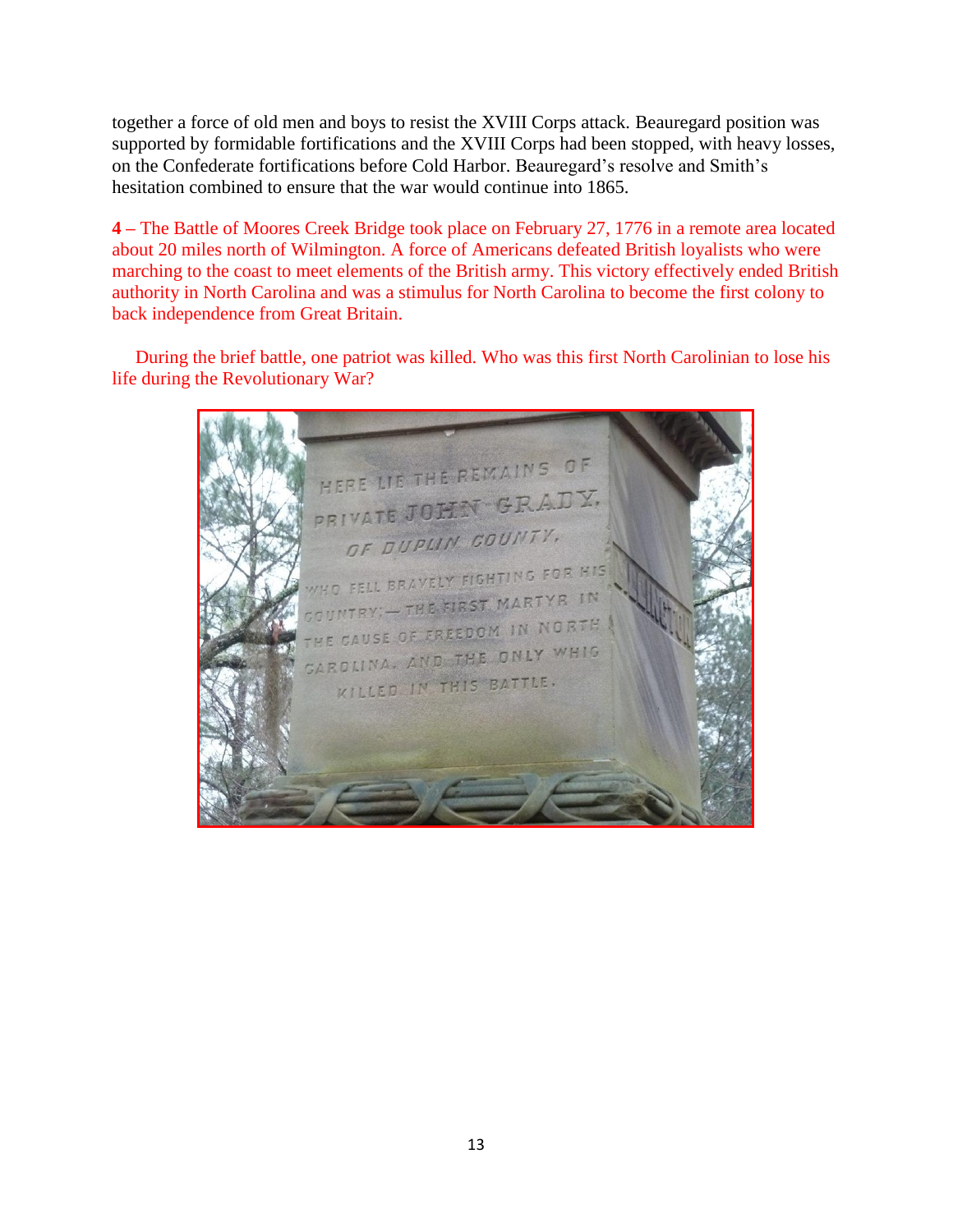together a force of old men and boys to resist the XVIII Corps attack. Beauregard position was supported by formidable fortifications and the XVIII Corps had been stopped, with heavy losses, on the Confederate fortifications before Cold Harbor. Beauregard's resolve and Smith's hesitation combined to ensure that the war would continue into 1865.

**4** – The Battle of Moores Creek Bridge took place on February 27, 1776 in a remote area located about 20 miles north of Wilmington. A force of Americans defeated British loyalists who were marching to the coast to meet elements of the British army. This victory effectively ended British authority in North Carolina and was a stimulus for North Carolina to become the first colony to back independence from Great Britain.

During the brief battle, one patriot was killed. Who was this first North Carolinian to lose his life during the Revolutionary War?